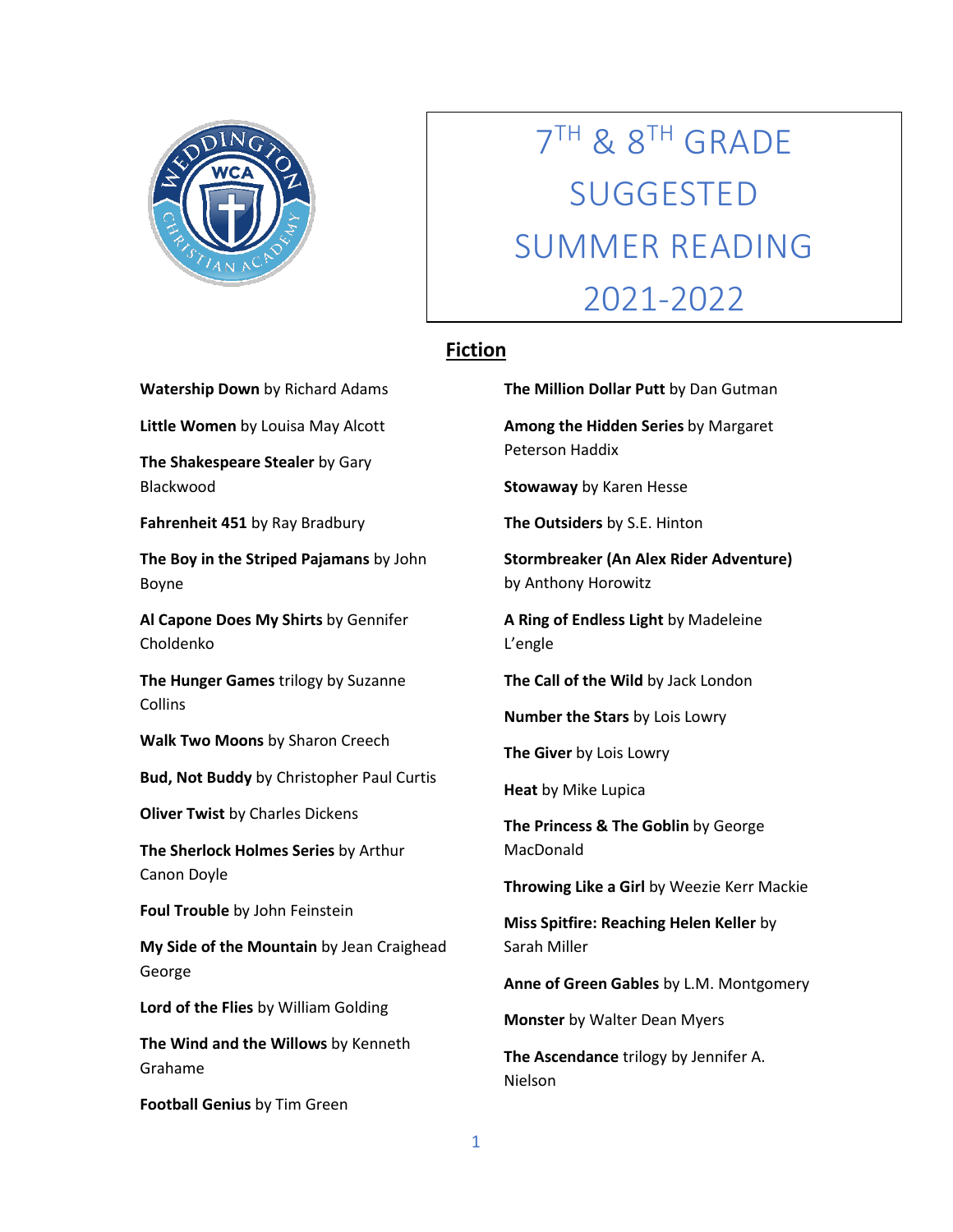# 7TH & 8TH GRADE SUGGESTED SUMMER READING 2021-2022

## Fiction

**Watership Down** by Richard Adams

**Little Women** by Louisa May Alcott

**The Shakespeare Stealer** by Gary Blackwood

**Fahrenheit 451** by Ray Bradbury

**The Boy in the Striped Pajamans** by John Boyne

**Al Capone Does My Shirts** by Gennifer Choldenko

**The Hunger Games** trilogy by Suzanne Collins

**Walk Two Moons** by Sharon Creech

**Bud, Not Buddy** by Christopher Paul Curtis

**Oliver Twist** by Charles Dickens

**The Sherlock Holmes Series** by Arthur Canon Doyle

**Foul Trouble** by John Feinstein

**My Side of the Mountain** by Jean Craighead George

**Lord of the Flies** by William Golding

**The Wind and the Willows** by Kenneth Grahame

**Football Genius** by Tim Green

**The Million Dollar Putt** by Dan Gutman

**Among the Hidden Series** by Margaret Peterson Haddix

**Stowaway** by Karen Hesse

**The Outsiders** by S.E. Hinton

**Stormbreaker (An Alex Rider Adventure)** by Anthony Horowitz

**A Ring of Endless Light** by Madeleine L'engle

**The Call of the Wild** by Jack London

**Number the Stars** by Lois Lowry

**The Giver** by Lois Lowry

**Heat** by Mike Lupica

**The Princess & The Goblin** by George MacDonald

**Throwing Like a Girl** by Weezie Kerr Mackie

**Miss Spitfire: Reaching Helen Keller** by Sarah Miller

**Anne of Green Gables** by L.M. Montgomery

**Monster** by Walter Dean Myers

**The Ascendance** trilogy by Jennifer A. Nielson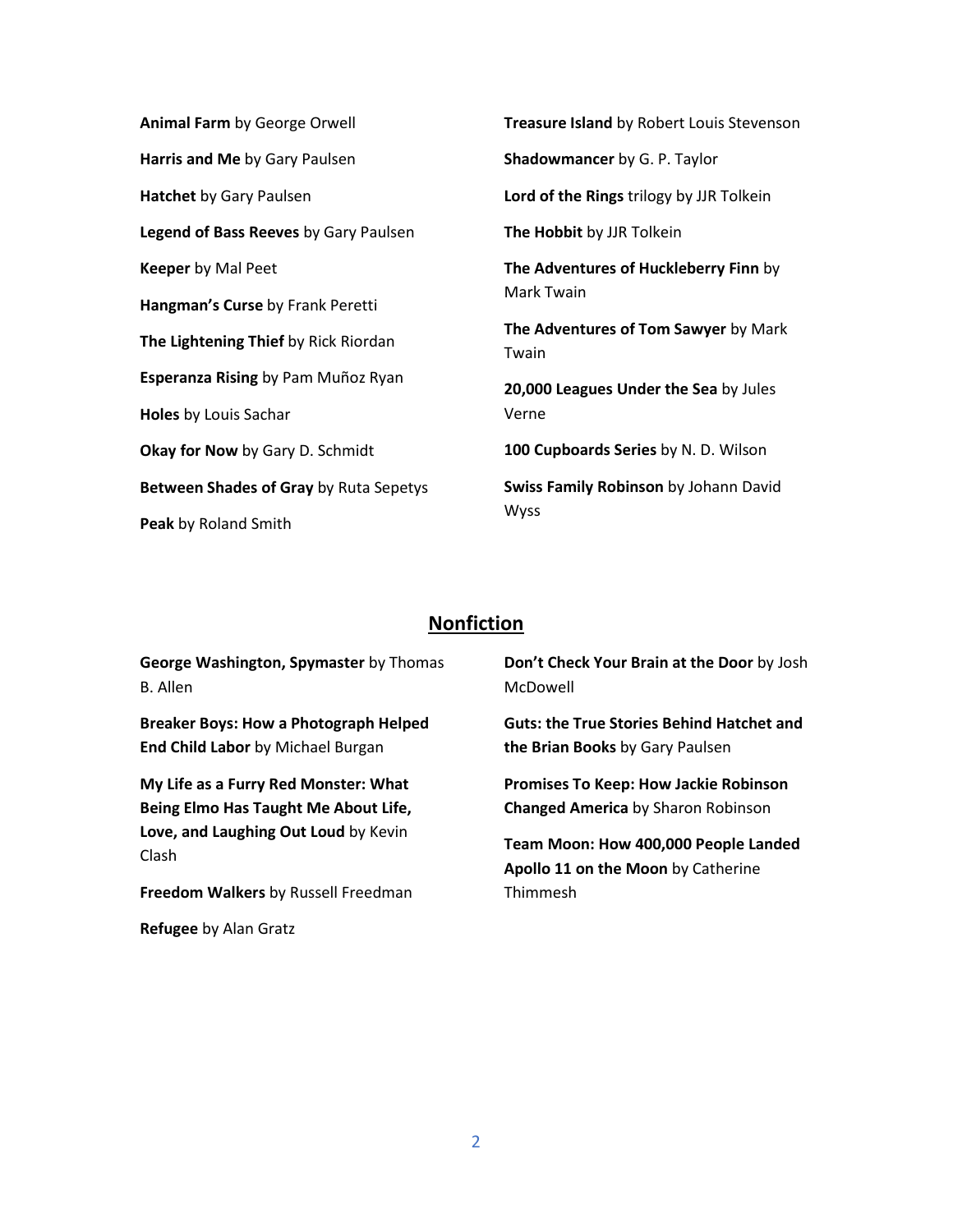**Animal Farm** by George Orwell

**Harris and Me** by Gary Paulsen

**Hatchet** by Gary Paulsen

**Legend of Bass Reeves** by Gary Paulsen

**Keeper** by Mal Peet

**Hangman's Curse** by Frank Peretti

**The Lightening Thief** by Rick Riordan

**Esperanza Rising** by Pam Muñoz Ryan

**Holes** by Louis Sachar

**Okay for Now** by Gary D. Schmidt

**Between Shades of Gray** by Ruta Sepetys

**Peak** by Roland Smith

**Treasure Island** by Robert Louis Stevenson

**Shadowmancer** by G. P. Taylor

**Lord of the Rings** trilogy by JJR Tolkein

**The Hobbit** by JJR Tolkein

**The Adventures of Huckleberry Finn** by Mark Twain

**The Adventures of Tom Sawyer** by Mark Twain

**20,000 Leagues Under the Sea** by Jules Verne

**100 Cupboards Series** by N. D. Wilson

**Swiss Family Robinson** by Johann David Wyss

## Nonfiction

**George Washington, Spymaster** by Thomas B. Allen

**Breaker Boys: How a Photograph Helped End Child Labor** by Michael Burgan

**My Life as a Furry Red Monster: What Being Elmo Has Taught Me About Life, Love, and Laughing Out Loud** by Kevin Clash

**Freedom Walkers** by Russell Freedman

**Refugee** by Alan Gratz

**Don't Check Your Brain at the Door** by Josh McDowell

**Guts: the True Stories Behind Hatchet and the Brian Books** by Gary Paulsen

**Promises To Keep: How Jackie Robinson Changed America** by Sharon Robinson

**Team Moon: How 400,000 People Landed Apollo 11 on the Moon** by Catherine Thimmesh